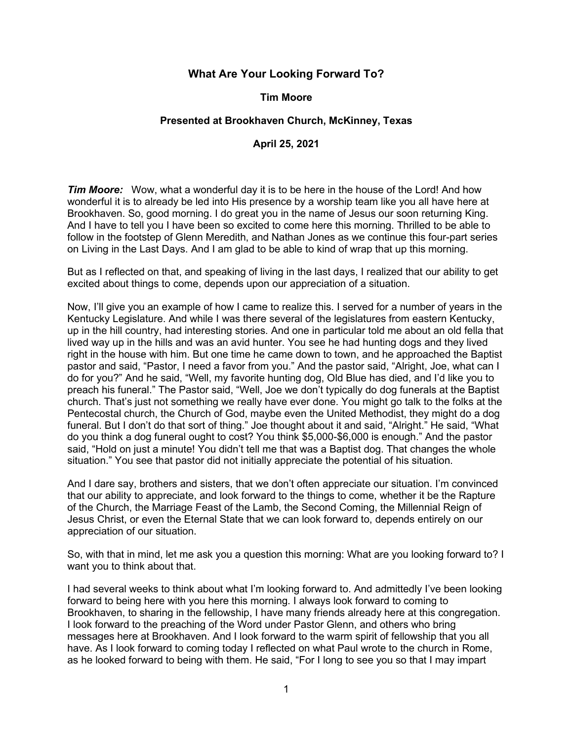# What Are Your Looking Forward To?

**Tim Moore**

**Presented at Brookhaven Church, McKinney, Texas**

**April 25, 2021**

***Tim Moore:*** Wow, what a wonderful day it is to be here in the house of the Lord! And how wonderful it is to already be led into His presence by a worship team like you all have here at Brookhaven. So, good morning. I do great you in the name of Jesus our soon returning King. And I have to tell you I have been so excited to come here this morning. Thrilled to be able to follow in the footstep of Glenn Meredith, and Nathan Jones as we continue this four-part series on Living in the Last Days. And I am glad to be able to kind of wrap that up this morning.

But as I reflected on that, and speaking of living in the last days, I realized that our ability to get excited about things to come, depends upon our appreciation of a situation.

Now, I'll give you an example of how I came to realize this. I served for a number of years in the Kentucky Legislature. And while I was there several of the legislatures from eastern Kentucky, up in the hill country, had interesting stories. And one in particular told me about an old fella that lived way up in the hills and was an avid hunter. You see he had hunting dogs and they lived right in the house with him. But one time he came down to town, and he approached the Baptist pastor and said, "Pastor, I need a favor from you." And the pastor said, "Alright, Joe, what can I do for you?" And he said, "Well, my favorite hunting dog, Old Blue has died, and I'd like you to preach his funeral." The Pastor said, "Well, Joe we don't typically do dog funerals at the Baptist church. That's just not something we really have ever done. You might go talk to the folks at the Pentecostal church, the Church of God, maybe even the United Methodist, they might do a dog funeral. But I don't do that sort of thing." Joe thought about it and said, "Alright." He said, "What do you think a dog funeral ought to cost? You think $5,000-$6,000 is enough." And the pastor said, "Hold on just a minute! You didn't tell me that was a Baptist dog. That changes the whole situation." You see that pastor did not initially appreciate the potential of his situation.

And I dare say, brothers and sisters, that we don't often appreciate our situation. I'm convinced that our ability to appreciate, and look forward to the things to come, whether it be the Rapture of the Church, the Marriage Feast of the Lamb, the Second Coming, the Millennial Reign of Jesus Christ, or even the Eternal State that we can look forward to, depends entirely on our appreciation of our situation.

So, with that in mind, let me ask you a question this morning: What are you looking forward to? I want you to think about that.

I had several weeks to think about what I'm looking forward to. And admittedly I've been looking forward to being here with you here this morning. I always look forward to coming to Brookhaven, to sharing in the fellowship, I have many friends already here at this congregation. I look forward to the preaching of the Word under Pastor Glenn, and others who bring messages here at Brookhaven. And I look forward to the warm spirit of fellowship that you all have. As I look forward to coming today I reflected on what Paul wrote to the church in Rome, as he looked forward to being with them. He said, "For I long to see you so that I may impart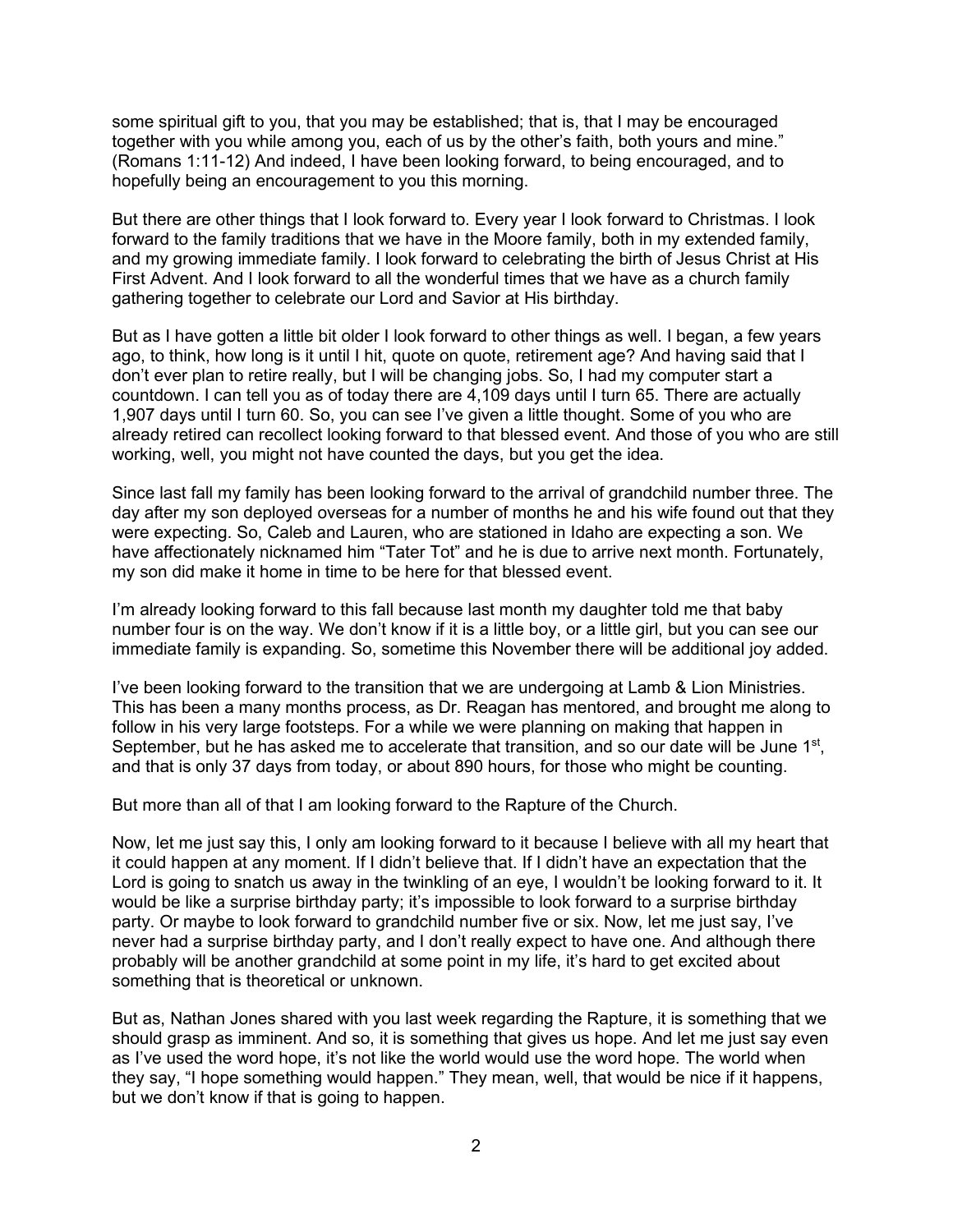some spiritual gift to you, that you may be established; that is, that I may be encouraged together with you while among you, each of us by the other's faith, both yours and mine." (Romans 1:11-12) And indeed, I have been looking forward, to being encouraged, and to hopefully being an encouragement to you this morning.

But there are other things that I look forward to. Every year I look forward to Christmas. I look forward to the family traditions that we have in the Moore family, both in my extended family, and my growing immediate family. I look forward to celebrating the birth of Jesus Christ at His First Advent. And I look forward to all the wonderful times that we have as a church family gathering together to celebrate our Lord and Savior at His birthday.

But as I have gotten a little bit older I look forward to other things as well. I began, a few years ago, to think, how long is it until I hit, quote on quote, retirement age? And having said that I don't ever plan to retire really, but I will be changing jobs. So, I had my computer start a countdown. I can tell you as of today there are 4,109 days until I turn 65. There are actually 1,907 days until I turn 60. So, you can see I've given a little thought. Some of you who are already retired can recollect looking forward to that blessed event. And those of you who are still working, well, you might not have counted the days, but you get the idea.

Since last fall my family has been looking forward to the arrival of grandchild number three. The day after my son deployed overseas for a number of months he and his wife found out that they were expecting. So, Caleb and Lauren, who are stationed in Idaho are expecting a son. We have affectionately nicknamed him "Tater Tot" and he is due to arrive next month. Fortunately, my son did make it home in time to be here for that blessed event.

I'm already looking forward to this fall because last month my daughter told me that baby number four is on the way. We don't know if it is a little boy, or a little girl, but you can see our immediate family is expanding. So, sometime this November there will be additional joy added.

I've been looking forward to the transition that we are undergoing at Lamb & Lion Ministries. This has been a many months process, as Dr. Reagan has mentored, and brought me along to follow in his very large footsteps. For a while we were planning on making that happen in September, but he has asked me to accelerate that transition, and so our date will be June 1st, and that is only 37 days from today, or about 890 hours, for those who might be counting.

But more than all of that I am looking forward to the Rapture of the Church.

Now, let me just say this, I only am looking forward to it because I believe with all my heart that it could happen at any moment. If I didn't believe that. If I didn't have an expectation that the Lord is going to snatch us away in the twinkling of an eye, I wouldn't be looking forward to it. It would be like a surprise birthday party; it's impossible to look forward to a surprise birthday party. Or maybe to look forward to grandchild number five or six. Now, let me just say, I've never had a surprise birthday party, and I don't really expect to have one. And although there probably will be another grandchild at some point in my life, it's hard to get excited about something that is theoretical or unknown.

But as, Nathan Jones shared with you last week regarding the Rapture, it is something that we should grasp as imminent. And so, it is something that gives us hope. And let me just say even as I've used the word hope, it's not like the world would use the word hope. The world when they say, "I hope something would happen." They mean, well, that would be nice if it happens, but we don't know if that is going to happen.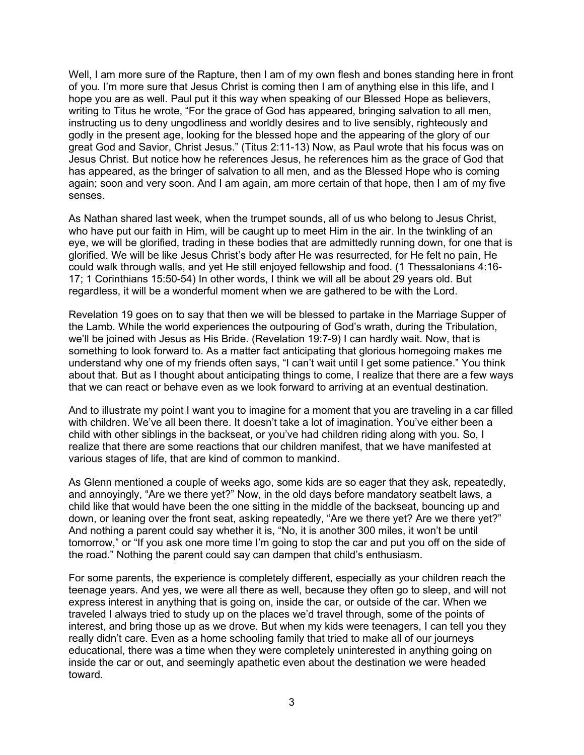Well, I am more sure of the Rapture, then I am of my own flesh and bones standing here in front of you. I'm more sure that Jesus Christ is coming then I am of anything else in this life, and I hope you are as well. Paul put it this way when speaking of our Blessed Hope as believers, writing to Titus he wrote, "For the grace of God has appeared, bringing salvation to all men, instructing us to deny ungodliness and worldly desires and to live sensibly, righteously and godly in the present age, looking for the blessed hope and the appearing of the glory of our great God and Savior, Christ Jesus." (Titus 2:11-13) Now, as Paul wrote that his focus was on Jesus Christ. But notice how he references Jesus, he references him as the grace of God that has appeared, as the bringer of salvation to all men, and as the Blessed Hope who is coming again; soon and very soon. And I am again, am more certain of that hope, then I am of my five senses.

As Nathan shared last week, when the trumpet sounds, all of us who belong to Jesus Christ, who have put our faith in Him, will be caught up to meet Him in the air. In the twinkling of an eye, we will be glorified, trading in these bodies that are admittedly running down, for one that is glorified. We will be like Jesus Christ's body after He was resurrected, for He felt no pain, He could walk through walls, and yet He still enjoyed fellowship and food. (1 Thessalonians 4:16-17; 1 Corinthians 15:50-54) In other words, I think we will all be about 29 years old. But regardless, it will be a wonderful moment when we are gathered to be with the Lord.

Revelation 19 goes on to say that then we will be blessed to partake in the Marriage Supper of the Lamb. While the world experiences the outpouring of God's wrath, during the Tribulation, we'll be joined with Jesus as His Bride. (Revelation 19:7-9) I can hardly wait. Now, that is something to look forward to. As a matter fact anticipating that glorious homegoing makes me understand why one of my friends often says, "I can't wait until I get some patience." You think about that. But as I thought about anticipating things to come, I realize that there are a few ways that we can react or behave even as we look forward to arriving at an eventual destination.

And to illustrate my point I want you to imagine for a moment that you are traveling in a car filled with children. We've all been there. It doesn't take a lot of imagination. You've either been a child with other siblings in the backseat, or you've had children riding along with you. So, I realize that there are some reactions that our children manifest, that we have manifested at various stages of life, that are kind of common to mankind.

As Glenn mentioned a couple of weeks ago, some kids are so eager that they ask, repeatedly, and annoyingly, "Are we there yet?" Now, in the old days before mandatory seatbelt laws, a child like that would have been the one sitting in the middle of the backseat, bouncing up and down, or leaning over the front seat, asking repeatedly, "Are we there yet? Are we there yet?" And nothing a parent could say whether it is, "No, it is another 300 miles, it won't be until tomorrow," or "If you ask one more time I'm going to stop the car and put you off on the side of the road." Nothing the parent could say can dampen that child's enthusiasm.

For some parents, the experience is completely different, especially as your children reach the teenage years. And yes, we were all there as well, because they often go to sleep, and will not express interest in anything that is going on, inside the car, or outside of the car. When we traveled I always tried to study up on the places we'd travel through, some of the points of interest, and bring those up as we drove. But when my kids were teenagers, I can tell you they really didn't care. Even as a home schooling family that tried to make all of our journeys educational, there was a time when they were completely uninterested in anything going on inside the car or out, and seemingly apathetic even about the destination we were headed toward.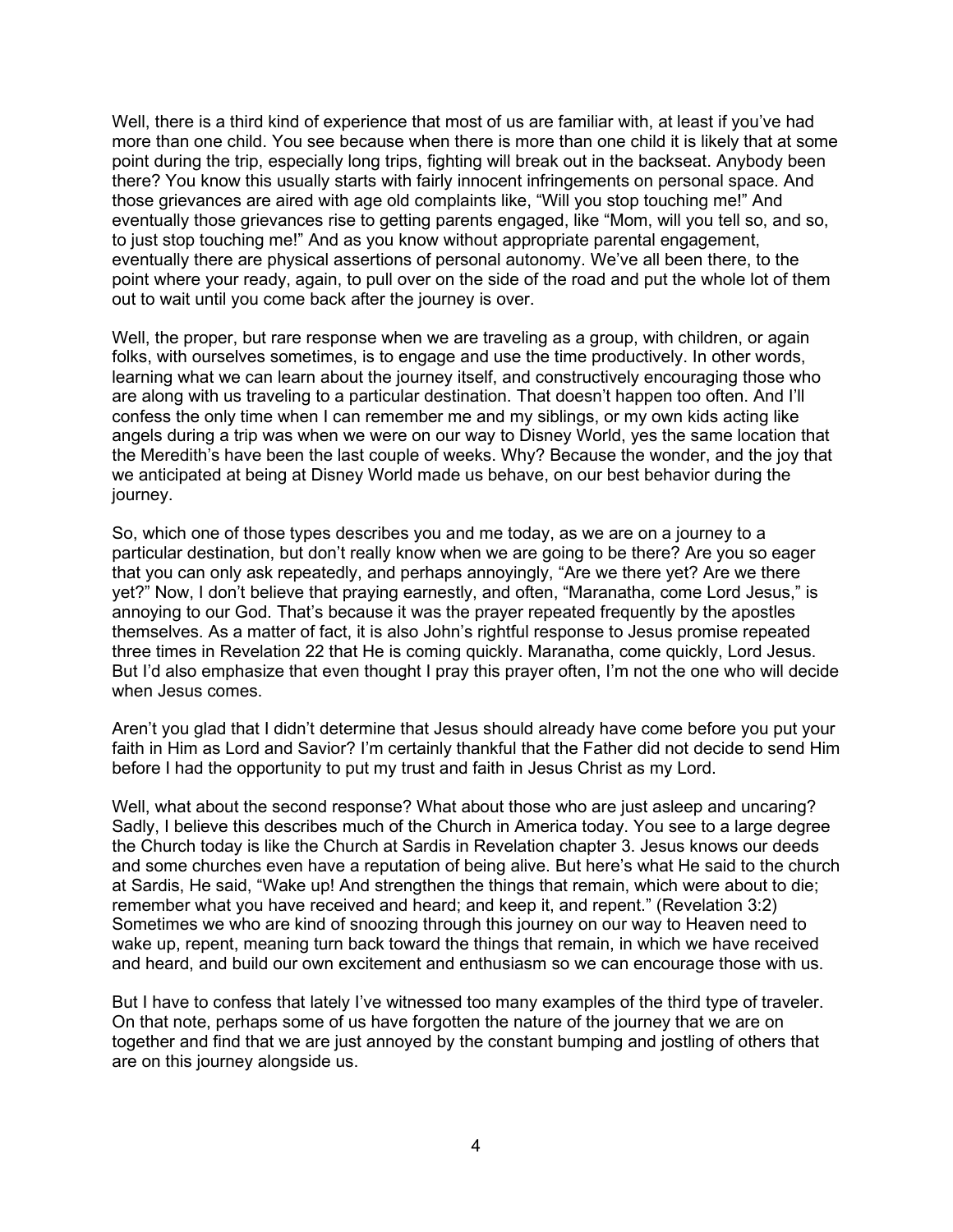Well, there is a third kind of experience that most of us are familiar with, at least if you've had more than one child. You see because when there is more than one child it is likely that at some point during the trip, especially long trips, fighting will break out in the backseat. Anybody been there? You know this usually starts with fairly innocent infringements on personal space. And those grievances are aired with age old complaints like, "Will you stop touching me!" And eventually those grievances rise to getting parents engaged, like "Mom, will you tell so, and so, to just stop touching me!" And as you know without appropriate parental engagement, eventually there are physical assertions of personal autonomy. We've all been there, to the point where your ready, again, to pull over on the side of the road and put the whole lot of them out to wait until you come back after the journey is over.

Well, the proper, but rare response when we are traveling as a group, with children, or again folks, with ourselves sometimes, is to engage and use the time productively. In other words, learning what we can learn about the journey itself, and constructively encouraging those who are along with us traveling to a particular destination. That doesn't happen too often. And I'll confess the only time when I can remember me and my siblings, or my own kids acting like angels during a trip was when we were on our way to Disney World, yes the same location that the Meredith's have been the last couple of weeks. Why? Because the wonder, and the joy that we anticipated at being at Disney World made us behave, on our best behavior during the journey.

So, which one of those types describes you and me today, as we are on a journey to a particular destination, but don't really know when we are going to be there? Are you so eager that you can only ask repeatedly, and perhaps annoyingly, "Are we there yet? Are we there yet?" Now, I don't believe that praying earnestly, and often, "Maranatha, come Lord Jesus," is annoying to our God. That's because it was the prayer repeated frequently by the apostles themselves. As a matter of fact, it is also John's rightful response to Jesus promise repeated three times in Revelation 22 that He is coming quickly. Maranatha, come quickly, Lord Jesus. But I'd also emphasize that even thought I pray this prayer often, I'm not the one who will decide when Jesus comes.

Aren't you glad that I didn't determine that Jesus should already have come before you put your faith in Him as Lord and Savior? I'm certainly thankful that the Father did not decide to send Him before I had the opportunity to put my trust and faith in Jesus Christ as my Lord.

Well, what about the second response? What about those who are just asleep and uncaring? Sadly, I believe this describes much of the Church in America today. You see to a large degree the Church today is like the Church at Sardis in Revelation chapter 3. Jesus knows our deeds and some churches even have a reputation of being alive. But here's what He said to the church at Sardis, He said, "Wake up! And strengthen the things that remain, which were about to die; remember what you have received and heard; and keep it, and repent." (Revelation 3:2) Sometimes we who are kind of snoozing through this journey on our way to Heaven need to wake up, repent, meaning turn back toward the things that remain, in which we have received and heard, and build our own excitement and enthusiasm so we can encourage those with us.

But I have to confess that lately I've witnessed too many examples of the third type of traveler. On that note, perhaps some of us have forgotten the nature of the journey that we are on together and find that we are just annoyed by the constant bumping and jostling of others that are on this journey alongside us.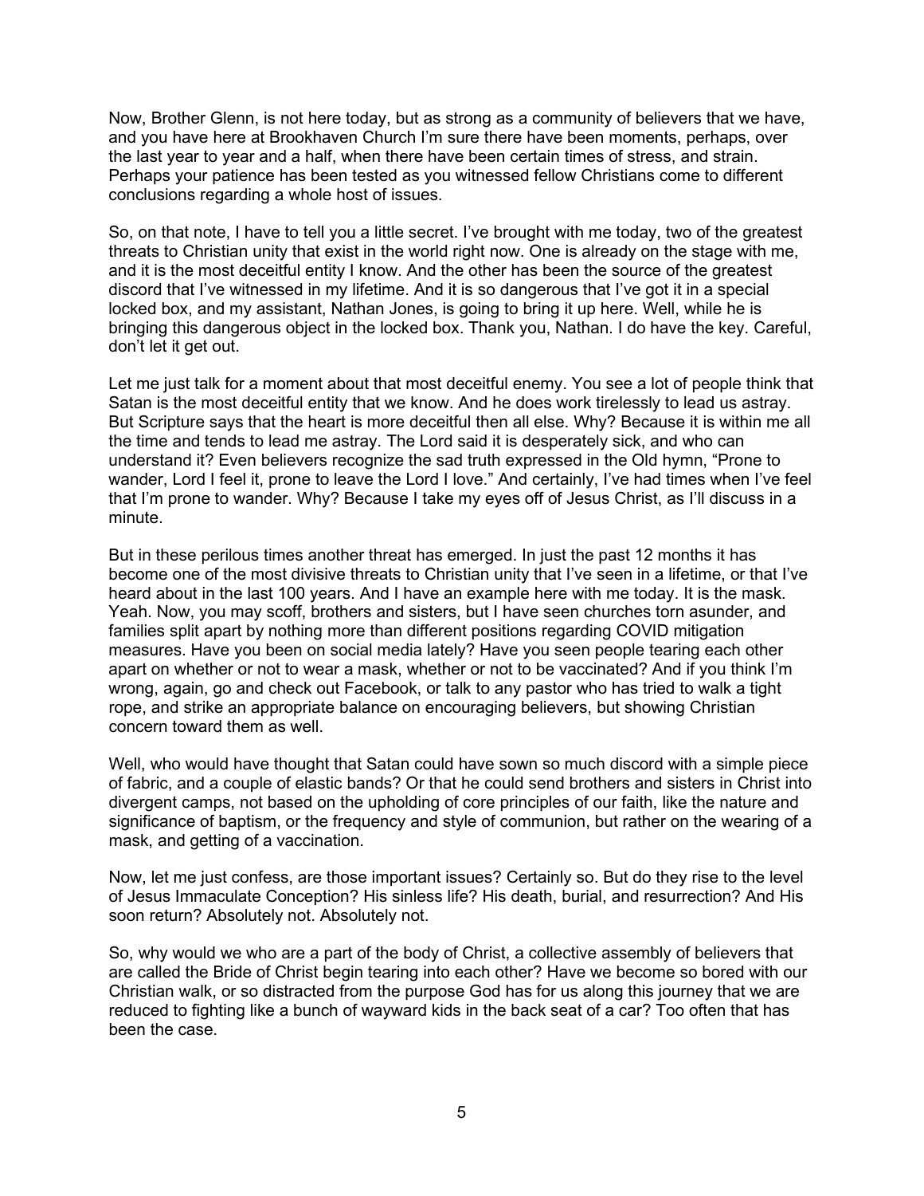Now, Brother Glenn, is not here today, but as strong as a community of believers that we have, and you have here at Brookhaven Church I'm sure there have been moments, perhaps, over the last year to year and a half, when there have been certain times of stress, and strain. Perhaps your patience has been tested as you witnessed fellow Christians come to different conclusions regarding a whole host of issues.

So, on that note, I have to tell you a little secret. I've brought with me today, two of the greatest threats to Christian unity that exist in the world right now. One is already on the stage with me, and it is the most deceitful entity I know. And the other has been the source of the greatest discord that I've witnessed in my lifetime. And it is so dangerous that I've got it in a special locked box, and my assistant, Nathan Jones, is going to bring it up here. Well, while he is bringing this dangerous object in the locked box. Thank you, Nathan. I do have the key. Careful, don't let it get out.

Let me just talk for a moment about that most deceitful enemy. You see a lot of people think that Satan is the most deceitful entity that we know. And he does work tirelessly to lead us astray. But Scripture says that the heart is more deceitful then all else. Why? Because it is within me all the time and tends to lead me astray. The Lord said it is desperately sick, and who can understand it? Even believers recognize the sad truth expressed in the Old hymn, "Prone to wander, Lord I feel it, prone to leave the Lord I love." And certainly, I've had times when I've feel that I'm prone to wander. Why? Because I take my eyes off of Jesus Christ, as I'll discuss in a minute.

But in these perilous times another threat has emerged. In just the past 12 months it has become one of the most divisive threats to Christian unity that I've seen in a lifetime, or that I've heard about in the last 100 years. And I have an example here with me today. It is the mask. Yeah. Now, you may scoff, brothers and sisters, but I have seen churches torn asunder, and families split apart by nothing more than different positions regarding COVID mitigation measures. Have you been on social media lately? Have you seen people tearing each other apart on whether or not to wear a mask, whether or not to be vaccinated? And if you think I'm wrong, again, go and check out Facebook, or talk to any pastor who has tried to walk a tight rope, and strike an appropriate balance on encouraging believers, but showing Christian concern toward them as well.

Well, who would have thought that Satan could have sown so much discord with a simple piece of fabric, and a couple of elastic bands? Or that he could send brothers and sisters in Christ into divergent camps, not based on the upholding of core principles of our faith, like the nature and significance of baptism, or the frequency and style of communion, but rather on the wearing of a mask, and getting of a vaccination.

Now, let me just confess, are those important issues? Certainly so. But do they rise to the level of Jesus Immaculate Conception? His sinless life? His death, burial, and resurrection? And His soon return? Absolutely not. Absolutely not.

So, why would we who are a part of the body of Christ, a collective assembly of believers that are called the Bride of Christ begin tearing into each other? Have we become so bored with our Christian walk, or so distracted from the purpose God has for us along this journey that we are reduced to fighting like a bunch of wayward kids in the back seat of a car? Too often that has been the case.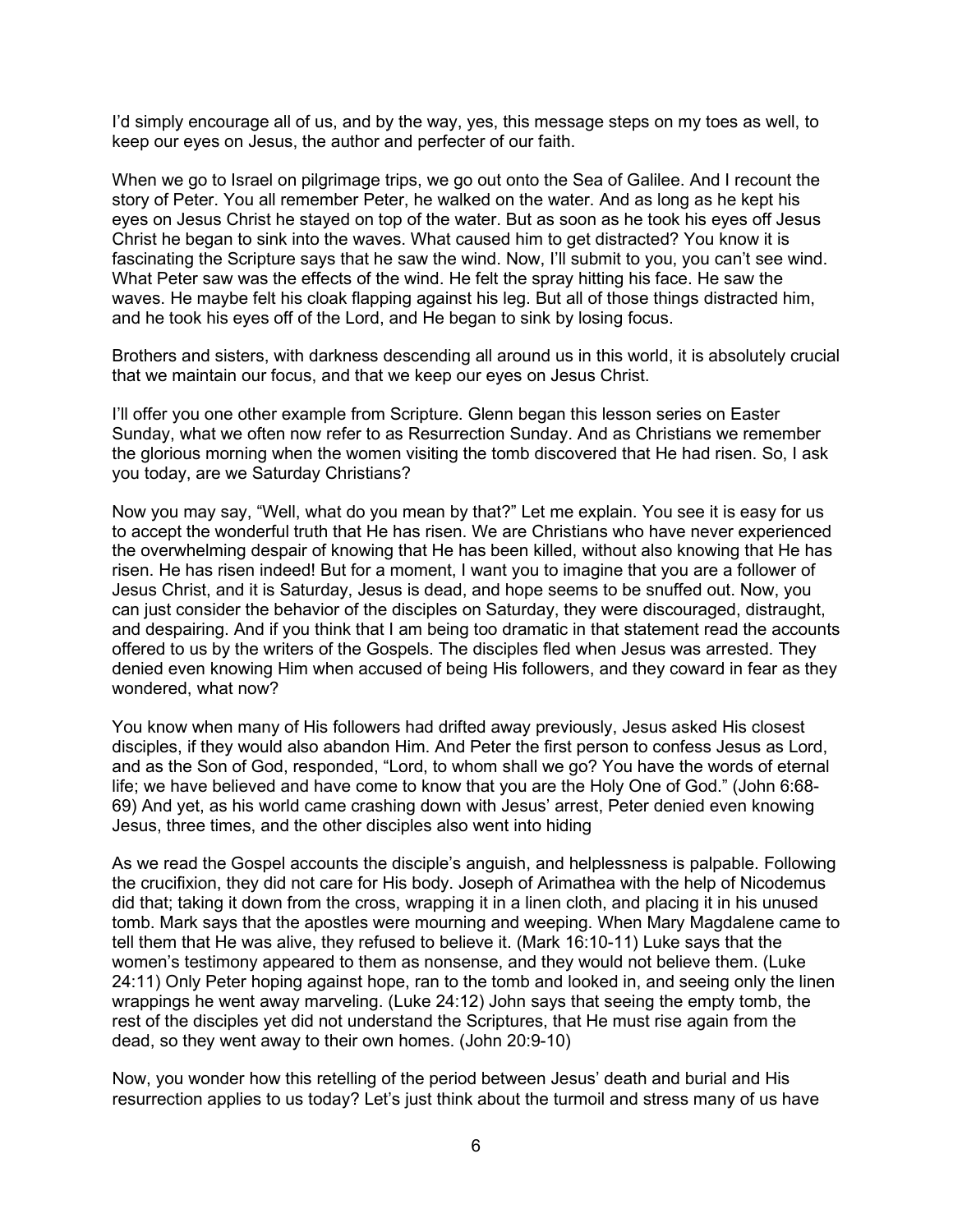I'd simply encourage all of us, and by the way, yes, this message steps on my toes as well, to keep our eyes on Jesus, the author and perfecter of our faith.

When we go to Israel on pilgrimage trips, we go out onto the Sea of Galilee. And I recount the story of Peter. You all remember Peter, he walked on the water. And as long as he kept his eyes on Jesus Christ he stayed on top of the water. But as soon as he took his eyes off Jesus Christ he began to sink into the waves. What caused him to get distracted? You know it is fascinating the Scripture says that he saw the wind. Now, I'll submit to you, you can't see wind. What Peter saw was the effects of the wind. He felt the spray hitting his face. He saw the waves. He maybe felt his cloak flapping against his leg. But all of those things distracted him, and he took his eyes off of the Lord, and He began to sink by losing focus.

Brothers and sisters, with darkness descending all around us in this world, it is absolutely crucial that we maintain our focus, and that we keep our eyes on Jesus Christ.

I'll offer you one other example from Scripture. Glenn began this lesson series on Easter Sunday, what we often now refer to as Resurrection Sunday. And as Christians we remember the glorious morning when the women visiting the tomb discovered that He had risen. So, I ask you today, are we Saturday Christians?

Now you may say, "Well, what do you mean by that?" Let me explain. You see it is easy for us to accept the wonderful truth that He has risen. We are Christians who have never experienced the overwhelming despair of knowing that He has been killed, without also knowing that He has risen. He has risen indeed! But for a moment, I want you to imagine that you are a follower of Jesus Christ, and it is Saturday, Jesus is dead, and hope seems to be snuffed out. Now, you can just consider the behavior of the disciples on Saturday, they were discouraged, distraught, and despairing. And if you think that I am being too dramatic in that statement read the accounts offered to us by the writers of the Gospels. The disciples fled when Jesus was arrested. They denied even knowing Him when accused of being His followers, and they coward in fear as they wondered, what now?

You know when many of His followers had drifted away previously, Jesus asked His closest disciples, if they would also abandon Him. And Peter the first person to confess Jesus as Lord, and as the Son of God, responded, "Lord, to whom shall we go? You have the words of eternal life; we have believed and have come to know that you are the Holy One of God." (John 6:68-69) And yet, as his world came crashing down with Jesus' arrest, Peter denied even knowing Jesus, three times, and the other disciples also went into hiding

As we read the Gospel accounts the disciple's anguish, and helplessness is palpable. Following the crucifixion, they did not care for His body. Joseph of Arimathea with the help of Nicodemus did that; taking it down from the cross, wrapping it in a linen cloth, and placing it in his unused tomb. Mark says that the apostles were mourning and weeping. When Mary Magdalene came to tell them that He was alive, they refused to believe it. (Mark 16:10-11) Luke says that the women's testimony appeared to them as nonsense, and they would not believe them. (Luke 24:11) Only Peter hoping against hope, ran to the tomb and looked in, and seeing only the linen wrappings he went away marveling. (Luke 24:12) John says that seeing the empty tomb, the rest of the disciples yet did not understand the Scriptures, that He must rise again from the dead, so they went away to their own homes. (John 20:9-10)

Now, you wonder how this retelling of the period between Jesus' death and burial and His resurrection applies to us today? Let's just think about the turmoil and stress many of us have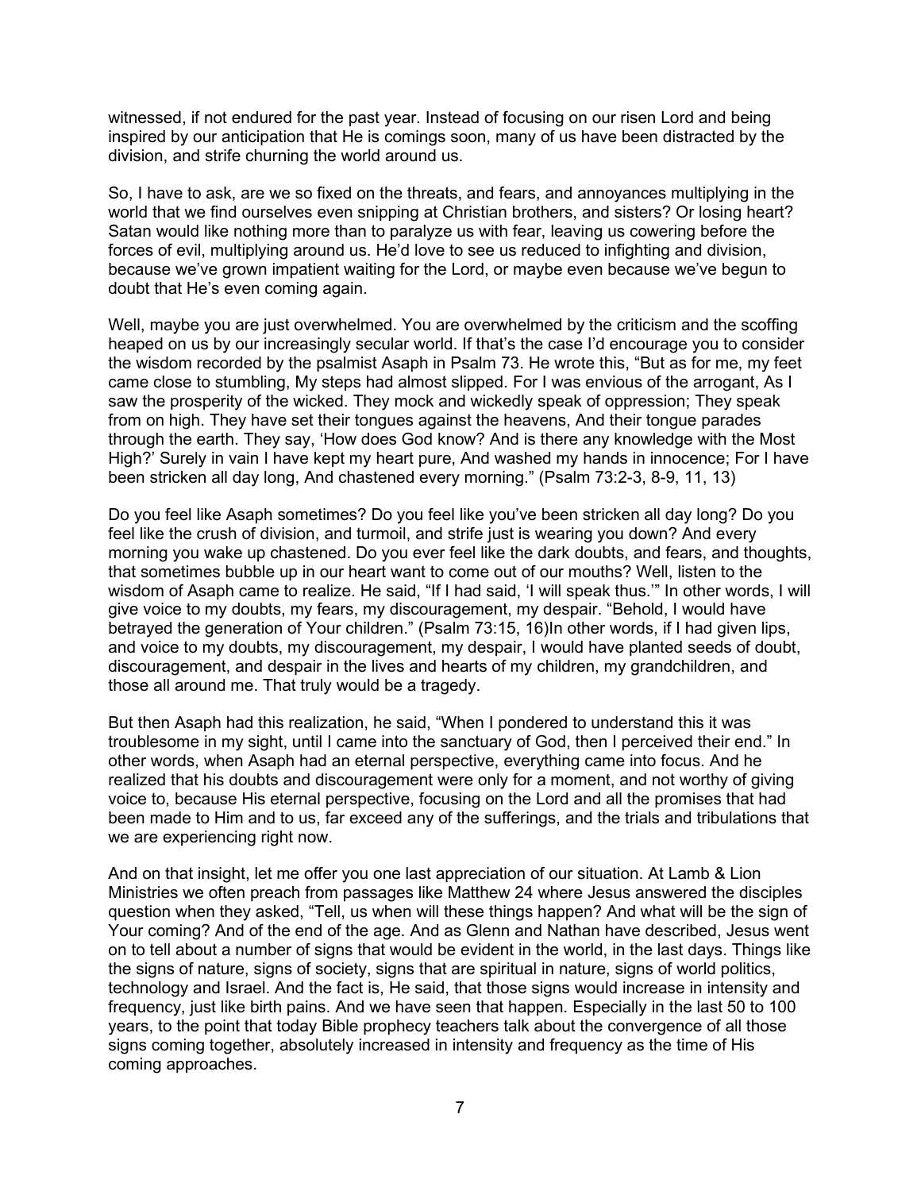witnessed, if not endured for the past year. Instead of focusing on our risen Lord and being inspired by our anticipation that He is comings soon, many of us have been distracted by the division, and strife churning the world around us.

So, I have to ask, are we so fixed on the threats, and fears, and annoyances multiplying in the world that we find ourselves even snipping at Christian brothers, and sisters? Or losing heart? Satan would like nothing more than to paralyze us with fear, leaving us cowering before the forces of evil, multiplying around us. He'd love to see us reduced to infighting and division, because we've grown impatient waiting for the Lord, or maybe even because we've begun to doubt that He's even coming again.

Well, maybe you are just overwhelmed. You are overwhelmed by the criticism and the scoffing heaped on us by our increasingly secular world. If that's the case I'd encourage you to consider the wisdom recorded by the psalmist Asaph in Psalm 73. He wrote this, "But as for me, my feet came close to stumbling, My steps had almost slipped. For I was envious of the arrogant, As I saw the prosperity of the wicked. They mock and wickedly speak of oppression; They speak from on high. They have set their tongues against the heavens, And their tongue parades through the earth. They say, 'How does God know? And is there any knowledge with the Most High?' Surely in vain I have kept my heart pure, And washed my hands in innocence; For I have been stricken all day long, And chastened every morning." (Psalm 73:2-3, 8-9, 11, 13)

Do you feel like Asaph sometimes? Do you feel like you've been stricken all day long? Do you feel like the crush of division, and turmoil, and strife just is wearing you down? And every morning you wake up chastened. Do you ever feel like the dark doubts, and fears, and thoughts, that sometimes bubble up in our heart want to come out of our mouths? Well, listen to the wisdom of Asaph came to realize. He said, "If I had said, 'I will speak thus.'" In other words, I will give voice to my doubts, my fears, my discouragement, my despair. "Behold, I would have betrayed the generation of Your children." (Psalm 73:15, 16)In other words, if I had given lips, and voice to my doubts, my discouragement, my despair, I would have planted seeds of doubt, discouragement, and despair in the lives and hearts of my children, my grandchildren, and those all around me. That truly would be a tragedy.

But then Asaph had this realization, he said, "When I pondered to understand this it was troublesome in my sight, until I came into the sanctuary of God, then I perceived their end." In other words, when Asaph had an eternal perspective, everything came into focus. And he realized that his doubts and discouragement were only for a moment, and not worthy of giving voice to, because His eternal perspective, focusing on the Lord and all the promises that had been made to Him and to us, far exceed any of the sufferings, and the trials and tribulations that we are experiencing right now.

And on that insight, let me offer you one last appreciation of our situation. At Lamb & Lion Ministries we often preach from passages like Matthew 24 where Jesus answered the disciples question when they asked, "Tell, us when will these things happen? And what will be the sign of Your coming? And of the end of the age. And as Glenn and Nathan have described, Jesus went on to tell about a number of signs that would be evident in the world, in the last days. Things like the signs of nature, signs of society, signs that are spiritual in nature, signs of world politics, technology and Israel. And the fact is, He said, that those signs would increase in intensity and frequency, just like birth pains. And we have seen that happen. Especially in the last 50 to 100 years, to the point that today Bible prophecy teachers talk about the convergence of all those signs coming together, absolutely increased in intensity and frequency as the time of His coming approaches.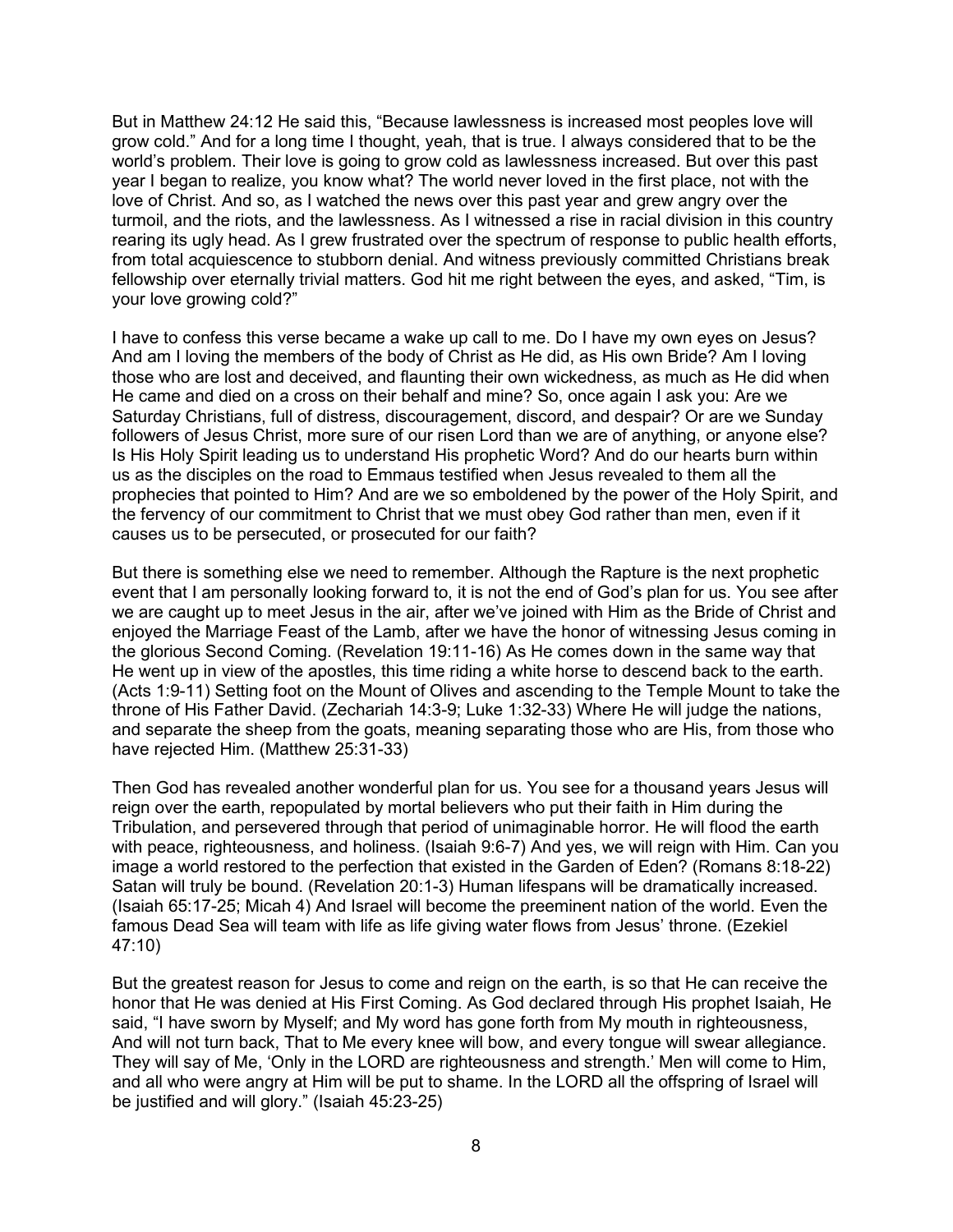But in Matthew 24:12 He said this, "Because lawlessness is increased most peoples love will grow cold." And for a long time I thought, yeah, that is true. I always considered that to be the world's problem. Their love is going to grow cold as lawlessness increased. But over this past year I began to realize, you know what? The world never loved in the first place, not with the love of Christ. And so, as I watched the news over this past year and grew angry over the turmoil, and the riots, and the lawlessness. As I witnessed a rise in racial division in this country rearing its ugly head. As I grew frustrated over the spectrum of response to public health efforts, from total acquiescence to stubborn denial. And witness previously committed Christians break fellowship over eternally trivial matters. God hit me right between the eyes, and asked, "Tim, is your love growing cold?"

I have to confess this verse became a wake up call to me. Do I have my own eyes on Jesus? And am I loving the members of the body of Christ as He did, as His own Bride? Am I loving those who are lost and deceived, and flaunting their own wickedness, as much as He did when He came and died on a cross on their behalf and mine? So, once again I ask you: Are we Saturday Christians, full of distress, discouragement, discord, and despair? Or are we Sunday followers of Jesus Christ, more sure of our risen Lord than we are of anything, or anyone else? Is His Holy Spirit leading us to understand His prophetic Word? And do our hearts burn within us as the disciples on the road to Emmaus testified when Jesus revealed to them all the prophecies that pointed to Him? And are we so emboldened by the power of the Holy Spirit, and the fervency of our commitment to Christ that we must obey God rather than men, even if it causes us to be persecuted, or prosecuted for our faith?

But there is something else we need to remember. Although the Rapture is the next prophetic event that I am personally looking forward to, it is not the end of God's plan for us. You see after we are caught up to meet Jesus in the air, after we've joined with Him as the Bride of Christ and enjoyed the Marriage Feast of the Lamb, after we have the honor of witnessing Jesus coming in the glorious Second Coming. (Revelation 19:11-16) As He comes down in the same way that He went up in view of the apostles, this time riding a white horse to descend back to the earth. (Acts 1:9-11) Setting foot on the Mount of Olives and ascending to the Temple Mount to take the throne of His Father David. (Zechariah 14:3-9; Luke 1:32-33) Where He will judge the nations, and separate the sheep from the goats, meaning separating those who are His, from those who have rejected Him. (Matthew 25:31-33)

Then God has revealed another wonderful plan for us. You see for a thousand years Jesus will reign over the earth, repopulated by mortal believers who put their faith in Him during the Tribulation, and persevered through that period of unimaginable horror. He will flood the earth with peace, righteousness, and holiness. (Isaiah 9:6-7) And yes, we will reign with Him. Can you image a world restored to the perfection that existed in the Garden of Eden? (Romans 8:18-22) Satan will truly be bound. (Revelation 20:1-3) Human lifespans will be dramatically increased. (Isaiah 65:17-25; Micah 4) And Israel will become the preeminent nation of the world. Even the famous Dead Sea will team with life as life giving water flows from Jesus' throne. (Ezekiel 47:10)

But the greatest reason for Jesus to come and reign on the earth, is so that He can receive the honor that He was denied at His First Coming. As God declared through His prophet Isaiah, He said, "I have sworn by Myself; and My word has gone forth from My mouth in righteousness, And will not turn back, That to Me every knee will bow, and every tongue will swear allegiance. They will say of Me, 'Only in the LORD are righteousness and strength.' Men will come to Him, and all who were angry at Him will be put to shame. In the LORD all the offspring of Israel will be justified and will glory." (Isaiah 45:23-25)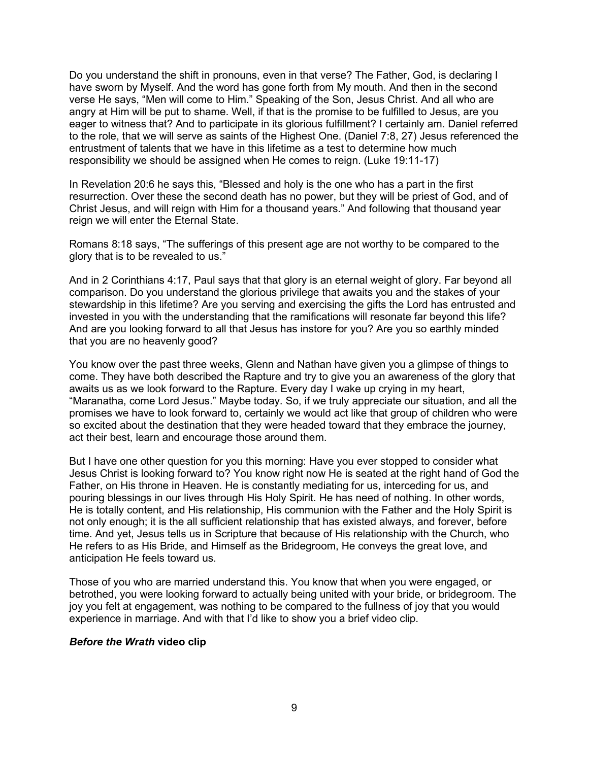Do you understand the shift in pronouns, even in that verse? The Father, God, is declaring I have sworn by Myself. And the word has gone forth from My mouth. And then in the second verse He says, "Men will come to Him." Speaking of the Son, Jesus Christ. And all who are angry at Him will be put to shame. Well, if that is the promise to be fulfilled to Jesus, are you eager to witness that? And to participate in its glorious fulfillment? I certainly am. Daniel referred to the role, that we will serve as saints of the Highest One. (Daniel 7:8, 27) Jesus referenced the entrustment of talents that we have in this lifetime as a test to determine how much responsibility we should be assigned when He comes to reign. (Luke 19:11-17)

In Revelation 20:6 he says this, "Blessed and holy is the one who has a part in the first resurrection. Over these the second death has no power, but they will be priest of God, and of Christ Jesus, and will reign with Him for a thousand years." And following that thousand year reign we will enter the Eternal State.

Romans 8:18 says, "The sufferings of this present age are not worthy to be compared to the glory that is to be revealed to us."

And in 2 Corinthians 4:17, Paul says that that glory is an eternal weight of glory. Far beyond all comparison. Do you understand the glorious privilege that awaits you and the stakes of your stewardship in this lifetime? Are you serving and exercising the gifts the Lord has entrusted and invested in you with the understanding that the ramifications will resonate far beyond this life? And are you looking forward to all that Jesus has instore for you? Are you so earthly minded that you are no heavenly good?

You know over the past three weeks, Glenn and Nathan have given you a glimpse of things to come. They have both described the Rapture and try to give you an awareness of the glory that awaits us as we look forward to the Rapture. Every day I wake up crying in my heart, "Maranatha, come Lord Jesus." Maybe today. So, if we truly appreciate our situation, and all the promises we have to look forward to, certainly we would act like that group of children who were so excited about the destination that they were headed toward that they embrace the journey, act their best, learn and encourage those around them.

But I have one other question for you this morning: Have you ever stopped to consider what Jesus Christ is looking forward to? You know right now He is seated at the right hand of God the Father, on His throne in Heaven. He is constantly mediating for us, interceding for us, and pouring blessings in our lives through His Holy Spirit. He has need of nothing. In other words, He is totally content, and His relationship, His communion with the Father and the Holy Spirit is not only enough; it is the all sufficient relationship that has existed always, and forever, before time. And yet, Jesus tells us in Scripture that because of His relationship with the Church, who He refers to as His Bride, and Himself as the Bridegroom, He conveys the great love, and anticipation He feels toward us.

Those of you who are married understand this. You know that when you were engaged, or betrothed, you were looking forward to actually being united with your bride, or bridegroom. The joy you felt at engagement, was nothing to be compared to the fullness of joy that you would experience in marriage. And with that I'd like to show you a brief video clip.

***Before the Wrath* video clip**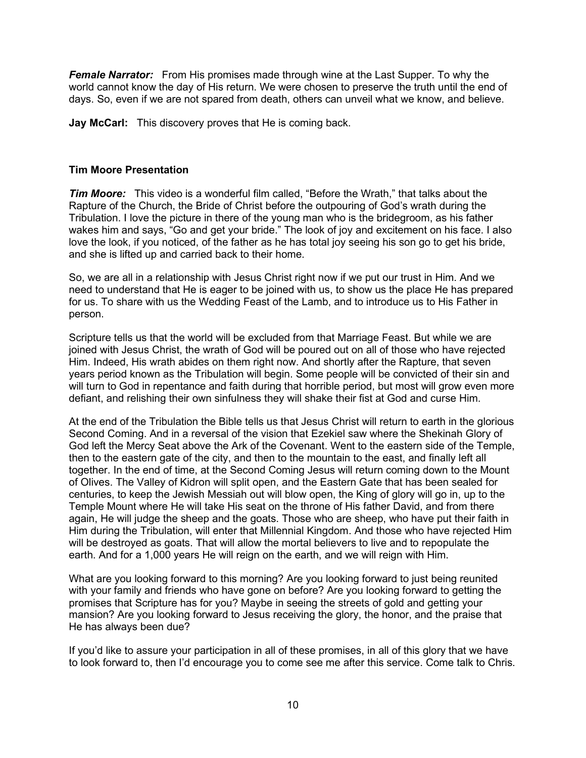***Female Narrator:*** From His promises made through wine at the Last Supper. To why the world cannot know the day of His return. We were chosen to preserve the truth until the end of days. So, even if we are not spared from death, others can unveil what we know, and believe.

**Jay McCarl:** This discovery proves that He is coming back.

**Tim Moore Presentation**

***Tim Moore:*** This video is a wonderful film called, "Before the Wrath," that talks about the Rapture of the Church, the Bride of Christ before the outpouring of God's wrath during the Tribulation. I love the picture in there of the young man who is the bridegroom, as his father wakes him and says, "Go and get your bride." The look of joy and excitement on his face. I also love the look, if you noticed, of the father as he has total joy seeing his son go to get his bride, and she is lifted up and carried back to their home.

So, we are all in a relationship with Jesus Christ right now if we put our trust in Him. And we need to understand that He is eager to be joined with us, to show us the place He has prepared for us. To share with us the Wedding Feast of the Lamb, and to introduce us to His Father in person.

Scripture tells us that the world will be excluded from that Marriage Feast. But while we are joined with Jesus Christ, the wrath of God will be poured out on all of those who have rejected Him. Indeed, His wrath abides on them right now. And shortly after the Rapture, that seven years period known as the Tribulation will begin. Some people will be convicted of their sin and will turn to God in repentance and faith during that horrible period, but most will grow even more defiant, and relishing their own sinfulness they will shake their fist at God and curse Him.

At the end of the Tribulation the Bible tells us that Jesus Christ will return to earth in the glorious Second Coming. And in a reversal of the vision that Ezekiel saw where the Shekinah Glory of God left the Mercy Seat above the Ark of the Covenant. Went to the eastern side of the Temple, then to the eastern gate of the city, and then to the mountain to the east, and finally left all together. In the end of time, at the Second Coming Jesus will return coming down to the Mount of Olives. The Valley of Kidron will split open, and the Eastern Gate that has been sealed for centuries, to keep the Jewish Messiah out will blow open, the King of glory will go in, up to the Temple Mount where He will take His seat on the throne of His father David, and from there again, He will judge the sheep and the goats. Those who are sheep, who have put their faith in Him during the Tribulation, will enter that Millennial Kingdom. And those who have rejected Him will be destroyed as goats. That will allow the mortal believers to live and to repopulate the earth. And for a 1,000 years He will reign on the earth, and we will reign with Him.

What are you looking forward to this morning? Are you looking forward to just being reunited with your family and friends who have gone on before? Are you looking forward to getting the promises that Scripture has for you? Maybe in seeing the streets of gold and getting your mansion? Are you looking forward to Jesus receiving the glory, the honor, and the praise that He has always been due?

If you'd like to assure your participation in all of these promises, in all of this glory that we have to look forward to, then I'd encourage you to come see me after this service. Come talk to Chris.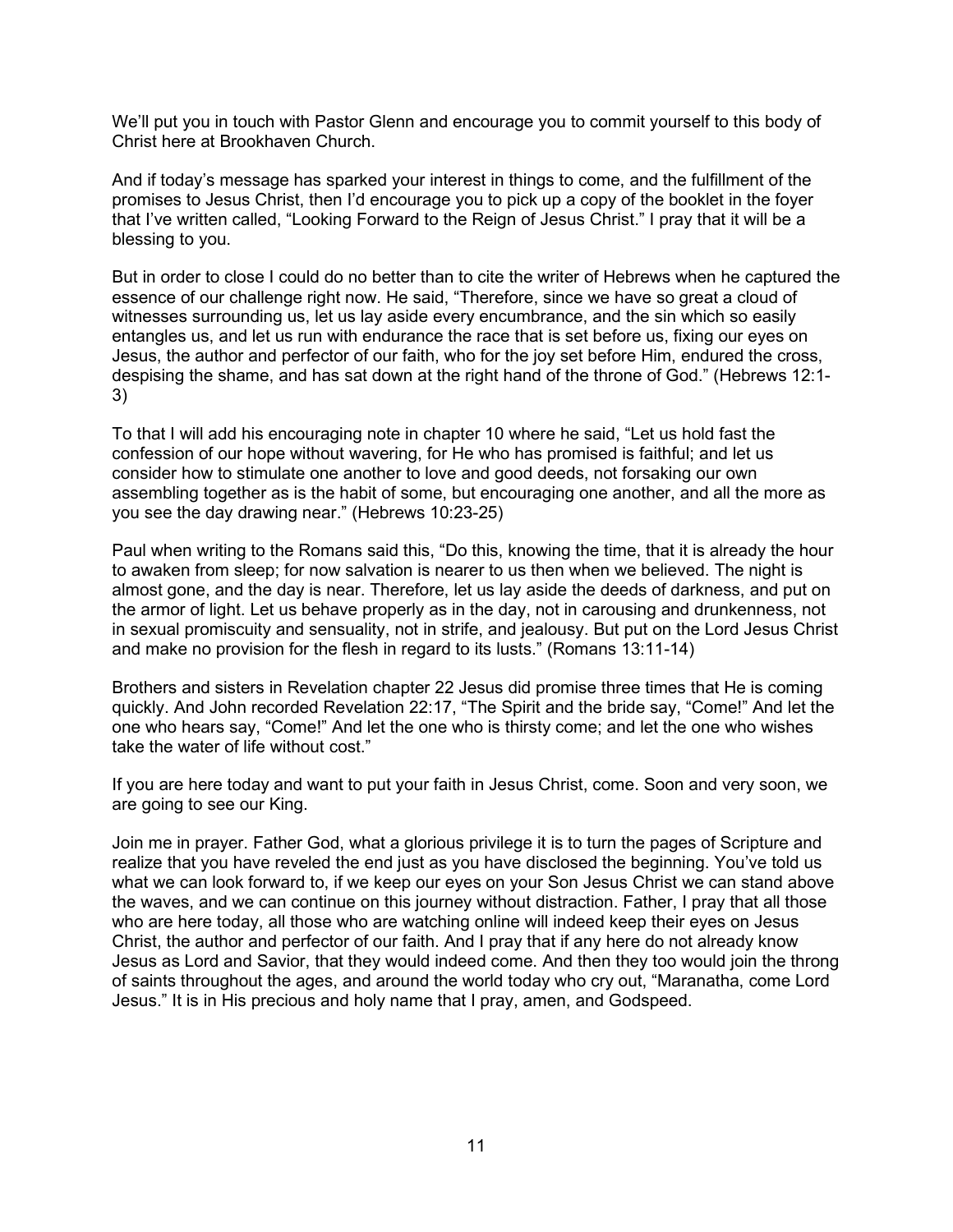We'll put you in touch with Pastor Glenn and encourage you to commit yourself to this body of Christ here at Brookhaven Church.

And if today's message has sparked your interest in things to come, and the fulfillment of the promises to Jesus Christ, then I'd encourage you to pick up a copy of the booklet in the foyer that I've written called, "Looking Forward to the Reign of Jesus Christ." I pray that it will be a blessing to you.

But in order to close I could do no better than to cite the writer of Hebrews when he captured the essence of our challenge right now. He said, "Therefore, since we have so great a cloud of witnesses surrounding us, let us lay aside every encumbrance, and the sin which so easily entangles us, and let us run with endurance the race that is set before us, fixing our eyes on Jesus, the author and perfector of our faith, who for the joy set before Him, endured the cross, despising the shame, and has sat down at the right hand of the throne of God." (Hebrews 12:1-3)

To that I will add his encouraging note in chapter 10 where he said, "Let us hold fast the confession of our hope without wavering, for He who has promised is faithful; and let us consider how to stimulate one another to love and good deeds, not forsaking our own assembling together as is the habit of some, but encouraging one another, and all the more as you see the day drawing near." (Hebrews 10:23-25)

Paul when writing to the Romans said this, "Do this, knowing the time, that it is already the hour to awaken from sleep; for now salvation is nearer to us then when we believed. The night is almost gone, and the day is near. Therefore, let us lay aside the deeds of darkness, and put on the armor of light. Let us behave properly as in the day, not in carousing and drunkenness, not in sexual promiscuity and sensuality, not in strife, and jealousy. But put on the Lord Jesus Christ and make no provision for the flesh in regard to its lusts." (Romans 13:11-14)

Brothers and sisters in Revelation chapter 22 Jesus did promise three times that He is coming quickly. And John recorded Revelation 22:17, "The Spirit and the bride say, "Come!" And let the one who hears say, "Come!" And let the one who is thirsty come; and let the one who wishes take the water of life without cost."

If you are here today and want to put your faith in Jesus Christ, come. Soon and very soon, we are going to see our King.

Join me in prayer. Father God, what a glorious privilege it is to turn the pages of Scripture and realize that you have reveled the end just as you have disclosed the beginning. You've told us what we can look forward to, if we keep our eyes on your Son Jesus Christ we can stand above the waves, and we can continue on this journey without distraction. Father, I pray that all those who are here today, all those who are watching online will indeed keep their eyes on Jesus Christ, the author and perfector of our faith. And I pray that if any here do not already know Jesus as Lord and Savior, that they would indeed come. And then they too would join the throng of saints throughout the ages, and around the world today who cry out, "Maranatha, come Lord Jesus." It is in His precious and holy name that I pray, amen, and Godspeed.